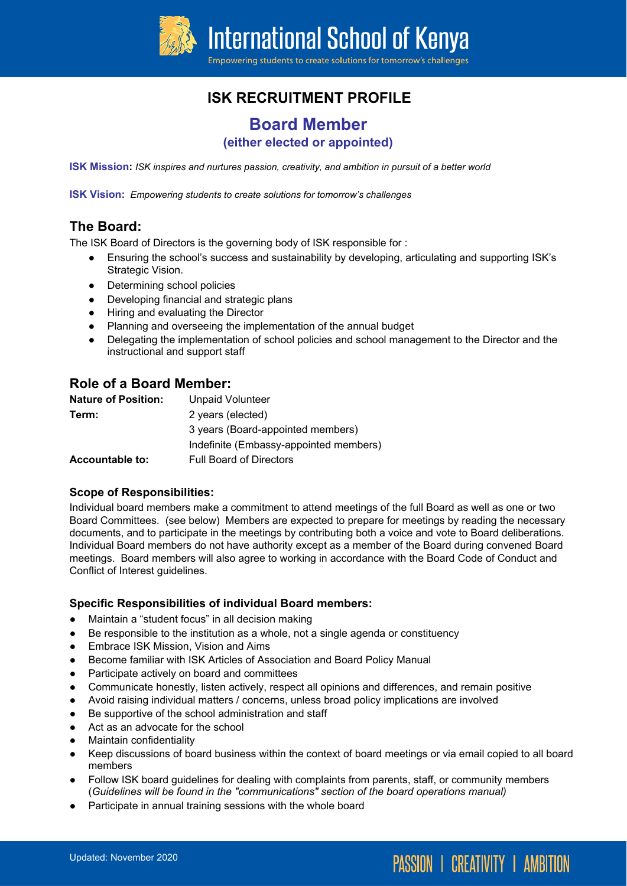# International School of Kenya

Empowering students to create solutions for tomorrow's challenges

## ISK RECRUITMENT PROFILE

## Board Member

### (either elected or appointed)

**ISK Mission:** *ISK inspires and nurtures passion, creativity, and ambition in pursuit of a better world*

**ISK Vision:** *Empowering students to create solutions for tomorrow's challenges*

## The Board:

The ISK Board of Directors is the governing body of ISK responsible for :

- Ensuring the school's success and sustainability by developing, articulating and supporting ISK's Strategic Vision.
- Determining school policies
- Developing financial and strategic plans
- Hiring and evaluating the Director
- Planning and overseeing the implementation of the annual budget
- Delegating the implementation of school policies and school management to the Director and the instructional and support staff

## Role of a Board Member:

| | |
|---|---|
| **Nature of Position:** | Unpaid Volunteer |
| **Term:** | 2 years (elected) |
| | 3 years (Board-appointed members) |
| | Indefinite (Embassy-appointed members) |
| **Accountable to:** | Full Board of Directors |

### Scope of Responsibilities:

Individual board members make a commitment to attend meetings of the full Board as well as one or two Board Committees. (see below) Members are expected to prepare for meetings by reading the necessary documents, and to participate in the meetings by contributing both a voice and vote to Board deliberations. Individual Board members do not have authority except as a member of the Board during convened Board meetings. Board members will also agree to working in accordance with the Board Code of Conduct and Conflict of Interest guidelines.

### Specific Responsibilities of individual Board members:

- Maintain a "student focus" in all decision making
- Be responsible to the institution as a whole, not a single agenda or constituency
- Embrace ISK Mission, Vision and Aims
- Become familiar with ISK Articles of Association and Board Policy Manual
- Participate actively on board and committees
- Communicate honestly, listen actively, respect all opinions and differences, and remain positive
- Avoid raising individual matters / concerns, unless broad policy implications are involved
- Be supportive of the school administration and staff
- Act as an advocate for the school
- Maintain confidentiality
- Keep discussions of board business within the context of board meetings or via email copied to all board members
- Follow ISK board guidelines for dealing with complaints from parents, staff, or community members (*Guidelines will be found in the "communications" section of the board operations manual)*
- Participate in annual training sessions with the whole board

Updated: November 2020

PASSION | CREATIVITY | AMBITION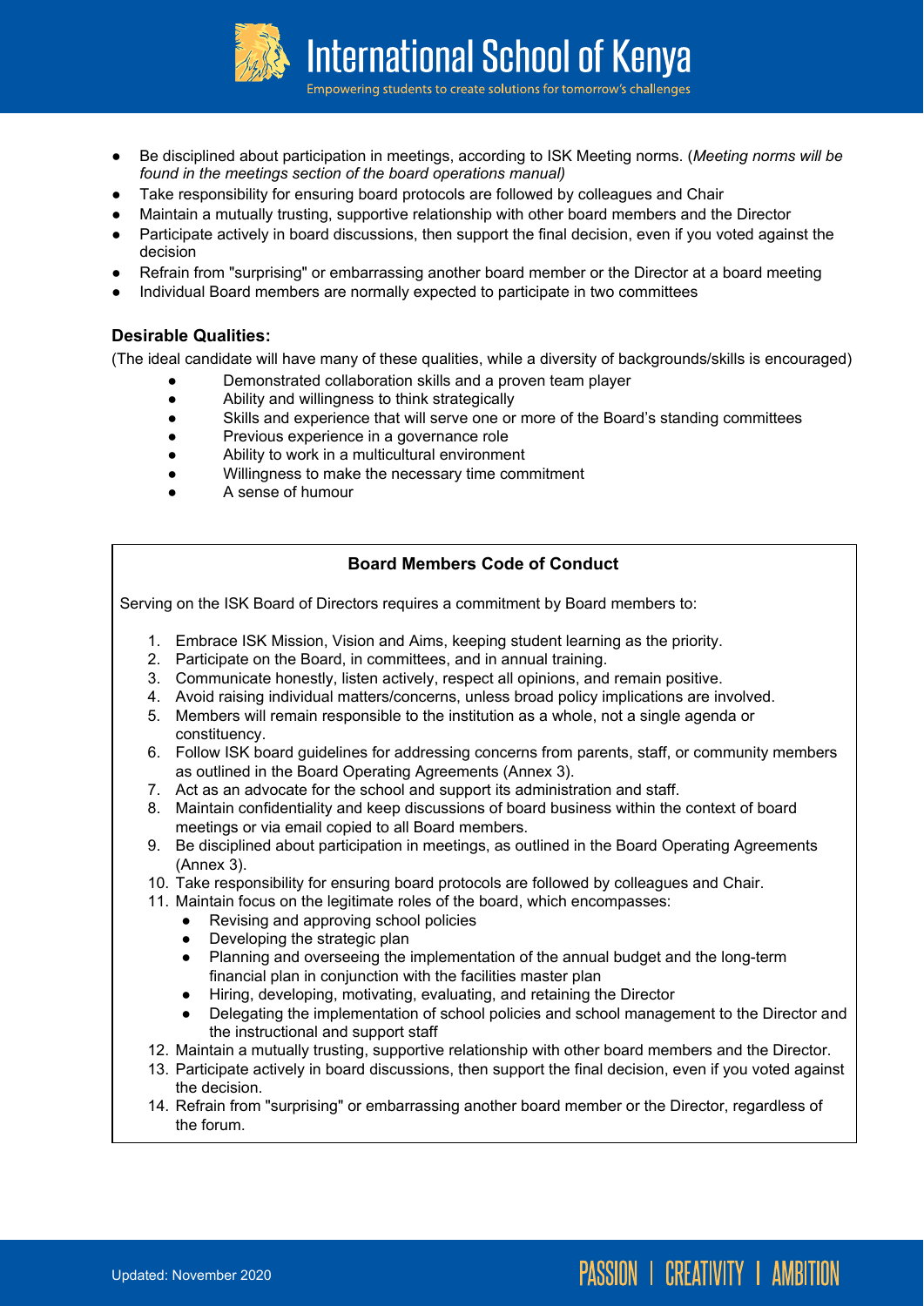- Be disciplined about participation in meetings, according to ISK Meeting norms. (*Meeting norms will be found in the meetings section of the board operations manual)*
- Take responsibility for ensuring board protocols are followed by colleagues and Chair
- Maintain a mutually trusting, supportive relationship with other board members and the Director
- Participate actively in board discussions, then support the final decision, even if you voted against the decision
- Refrain from "surprising" or embarrassing another board member or the Director at a board meeting
- Individual Board members are normally expected to participate in two committees

### Desirable Qualities:

(The ideal candidate will have many of these qualities, while a diversity of backgrounds/skills is encouraged)

- Demonstrated collaboration skills and a proven team player
- Ability and willingness to think strategically
- Skills and experience that will serve one or more of the Board's standing committees
- Previous experience in a governance role
- Ability to work in a multicultural environment
- Willingness to make the necessary time commitment
- A sense of humour

### Board Members Code of Conduct

Serving on the ISK Board of Directors requires a commitment by Board members to:

1. Embrace ISK Mission, Vision and Aims, keeping student learning as the priority.
2. Participate on the Board, in committees, and in annual training.
3. Communicate honestly, listen actively, respect all opinions, and remain positive.
4. Avoid raising individual matters/concerns, unless broad policy implications are involved.
5. Members will remain responsible to the institution as a whole, not a single agenda or constituency.
6. Follow ISK board guidelines for addressing concerns from parents, staff, or community members as outlined in the Board Operating Agreements (Annex 3).
7. Act as an advocate for the school and support its administration and staff.
8. Maintain confidentiality and keep discussions of board business within the context of board meetings or via email copied to all Board members.
9. Be disciplined about participation in meetings, as outlined in the Board Operating Agreements (Annex 3).
10. Take responsibility for ensuring board protocols are followed by colleagues and Chair.
11. Maintain focus on the legitimate roles of the board, which encompasses:
    - Revising and approving school policies
    - Developing the strategic plan
    - Planning and overseeing the implementation of the annual budget and the long-term financial plan in conjunction with the facilities master plan
    - Hiring, developing, motivating, evaluating, and retaining the Director
    - Delegating the implementation of school policies and school management to the Director and the instructional and support staff
12. Maintain a mutually trusting, supportive relationship with other board members and the Director.
13. Participate actively in board discussions, then support the final decision, even if you voted against the decision.
14. Refrain from "surprising" or embarrassing another board member or the Director, regardless of the forum.

Updated: November 2020